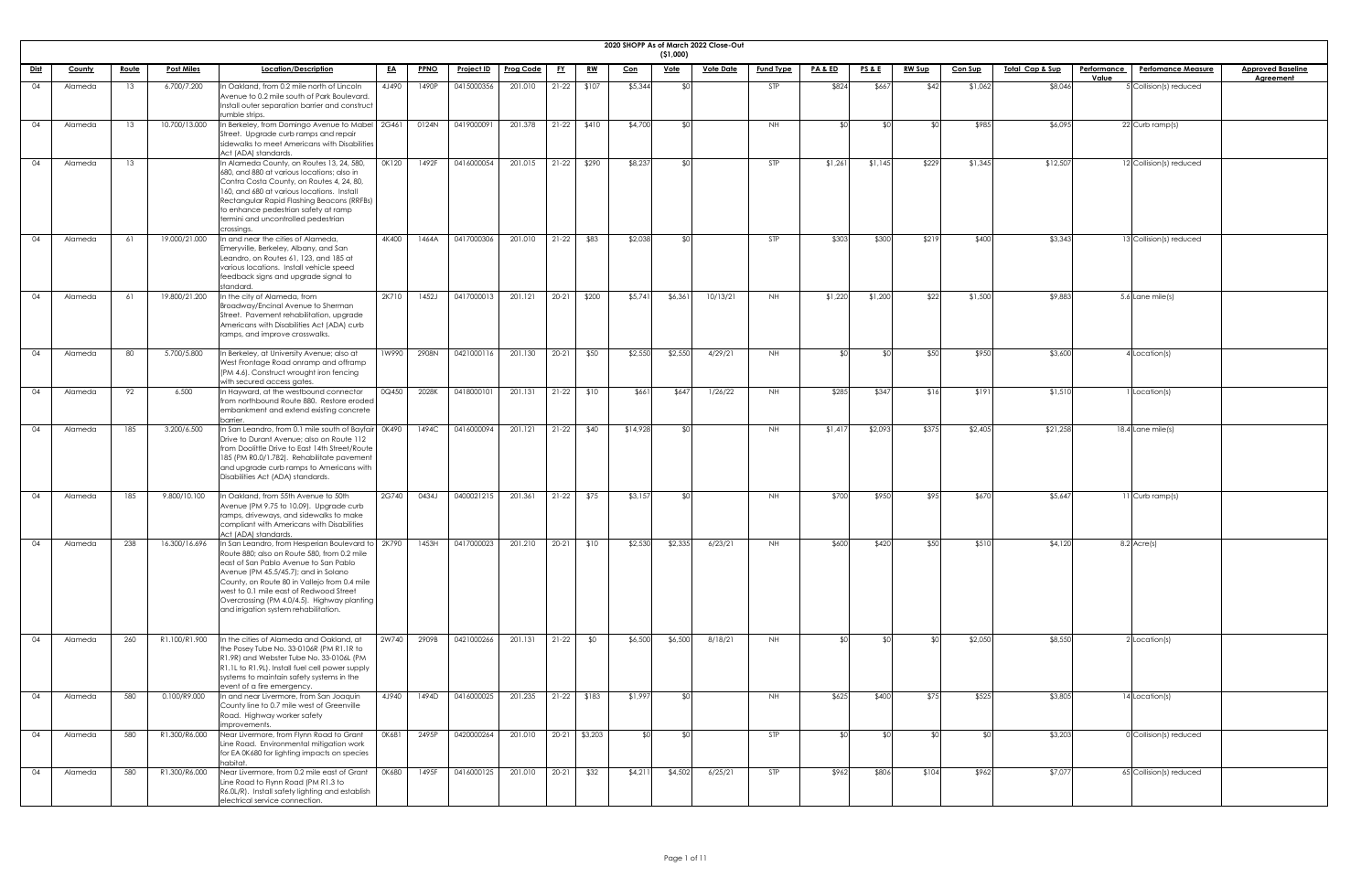# 2020 SHOPP As of March 2022 Close-Out

($1,000)

| Dist | County | Route | Post Miles | Location/Description | EA | PPNO | Project ID | Prog Code | FY | RW | Con | Vote | Vote Date | Fund Type | PA & ED | PS & E | RW Sup | Con Sup | Total Cap & Sup | Performance Value | Perfomance Measure | Approved Baseline Agreement |
|---|---|---|---|---|---|---|---|---|---|---|---|---|---|---|---|---|---|---|---|---|---|---|
| 04 | Alameda | 13 | 6.700/7.200 | In Oakland, from 0.2 mile north of Lincoln Avenue to 0.2 mile south of Park Boulevard. Install outer separation barrier and construct rumble strips. | 4J490 | 1490P | 0415000356 | 201.010 | 21-22 | $107 | $5,344 | $0 | | STP | $824 | $667 | $42 | $1,062 | $8,046 | 5 | Collision(s) reduced | |
| 04 | Alameda | 13 | 10.700/13.000 | In Berkeley, from Domingo Avenue to Mabel Street. Upgrade curb ramps and repair sidewalks to meet Americans with Disabilities Act (ADA) standards. | 2G461 | 0124N | 0419000091 | 201.378 | 21-22 | $410 | $4,700 | $0 | | NH | $0 | $0 | $0 | $985 | $6,095 | 22 | Curb ramp(s) | |
| 04 | Alameda | 13 | | In Alameda County, on Routes 13, 24, 580, 680, and 880 at various locations; also in Contra Costa County, on Routes 4, 24, 80, 160, and 680 at various locations. Install Rectangular Rapid Flashing Beacons (RRFBs) to enhance pedestrian safety at ramp termini and uncontrolled pedestrian crossings. | 0K120 | 1492F | 0416000054 | 201.015 | 21-22 | $290 | $8,237 | $0 | | STP | $1,261 | $1,145 | $229 | $1,345 | $12,507 | 12 | Collision(s) reduced | |
| 04 | Alameda | 61 | 19.000/21.000 | In and near the cities of Alameda, Emeryville, Berkeley, Albany, and San Leandro, on Routes 61, 123, and 185 at various locations. Install vehicle speed feedback signs and upgrade signal to standard. | 4K400 | 1464A | 0417000306 | 201.010 | 21-22 | $83 | $2,038 | $0 | | STP | $303 | $300 | $219 | $400 | $3,343 | 13 | Collision(s) reduced | |
| 04 | Alameda | 61 | 19.800/21.200 | In the city of Alameda, from Broadway/Encinal Avenue to Sherman Street. Pavement rehabilitation, upgrade Americans with Disabilities Act (ADA) curb ramps, and improve crosswalks. | 2K710 | 1452J | 0417000013 | 201.121 | 20-21 | $200 | $5,741 | $6,361 | 10/13/21 | NH | $1,220 | $1,200 | $22 | $1,500 | $9,883 | 5.6 | Lane mile(s) | |
| 04 | Alameda | 80 | 5.700/5.800 | In Berkeley, at University Avenue; also at West Frontage Road onramp and offramp (PM 4.6). Construct wrought iron fencing with secured access gates. | 1W990 | 2908N | 0421000116 | 201.130 | 20-21 | $50 | $2,550 | $2,550 | 4/29/21 | NH | $0 | $0 | $50 | $950 | $3,600 | 4 | Location(s) | |
| 04 | Alameda | 92 | 6.500 | In Hayward, at the westbound connector from northbound Route 880. Restore eroded embankment and extend existing concrete barrier. | 0Q450 | 2028K | 0418000101 | 201.131 | 21-22 | $10 | $661 | $647 | 1/26/22 | NH | $285 | $347 | $16 | $191 | $1,510 | 1 | Location(s) | |
| 04 | Alameda | 185 | 3.200/6.500 | In San Leandro, from 0.1 mile south of Bayfair Drive to Durant Avenue; also on Route 112 from Doolittle Drive to East 14th Street/Route 185 (PM R0.0/1.782). Rehabilitate pavement and upgrade curb ramps to Americans with Disabilities Act (ADA) standards. | 0K490 | 1494C | 0416000094 | 201.121 | 21-22 | $40 | $14,928 | $0 | | NH | $1,417 | $2,093 | $375 | $2,405 | $21,258 | 18.4 | Lane mile(s) | |
| 04 | Alameda | 185 | 9.800/10.100 | In Oakland, from 55th Avenue to 50th Avenue (PM 9.75 to 10.09). Upgrade curb ramps, driveways, and sidewalks to make compliant with Americans with Disabilities Act (ADA) standards. | 2G740 | 0434J | 0400021215 | 201.361 | 21-22 | $75 | $3,157 | $0 | | NH | $700 | $950 | $95 | $670 | $5,647 | 11 | Curb ramp(s) | |
| 04 | Alameda | 238 | 16.300/16.696 | In San Leandro, from Hesperian Boulevard to Route 880; also on Route 580, from 0.2 mile east of San Pablo Avenue to San Pablo Avenue (PM 45.5/45.7); and in Solano County, on Route 80 in Vallejo from 0.4 mile west to 0.1 mile east of Redwood Street Overcrossing (PM 4.0/4.5). Highway planting and irrigation system rehabilitation. | 2K790 | 1453H | 0417000023 | 201.210 | 20-21 | $10 | $2,530 | $2,335 | 6/23/21 | NH | $600 | $420 | $50 | $510 | $4,120 | 8.2 | Acre(s) | |
| 04 | Alameda | 260 | R1.100/R1.900 | In the cities of Alameda and Oakland, at the Posey Tube No. 33-0106R (PM R1.1R to R1.9R) and Webster Tube No. 33-0106L (PM R1.1L to R1.9L). Install fuel cell power supply systems to maintain safety systems in the event of a fire emergency. | 2W740 | 2909B | 0421000266 | 201.131 | 21-22 | $0 | $6,500 | $6,500 | 8/18/21 | NH | $0 | $0 | $0 | $2,050 | $8,550 | 2 | Location(s) | |
| 04 | Alameda | 580 | 0.100/R9.000 | In and near Livermore, from San Joaquin County line to 0.7 mile west of Greenville Road. Highway worker safety improvements. | 4J940 | 1494D | 0416000025 | 201.235 | 21-22 | $183 | $1,997 | $0 | | NH | $625 | $400 | $75 | $525 | $3,805 | 14 | Location(s) | |
| 04 | Alameda | 580 | R1.300/R6.000 | Near Livermore, from Flynn Road to Grant Line Road. Environmental mitigation work for EA 0K680 for lighting impacts on species habitat. | 0K681 | 2495P | 0420000264 | 201.010 | 20-21 | $3,203 | $0 | $0 | | STP | $0 | $0 | $0 | $0 | $3,203 | 0 | Collision(s) reduced | |
| 04 | Alameda | 580 | R1.300/R6.000 | Near Livermore, from 0.2 mile east of Grant Line Road to Flynn Road (PM R1.3 to R6.0L/R). Install safety lighting and establish electrical service connection. | 0K680 | 1495F | 0416000125 | 201.010 | 20-21 | $32 | $4,211 | $4,502 | 6/25/21 | STP | $962 | $806 | $104 | $962 | $7,077 | 65 | Collision(s) reduced | |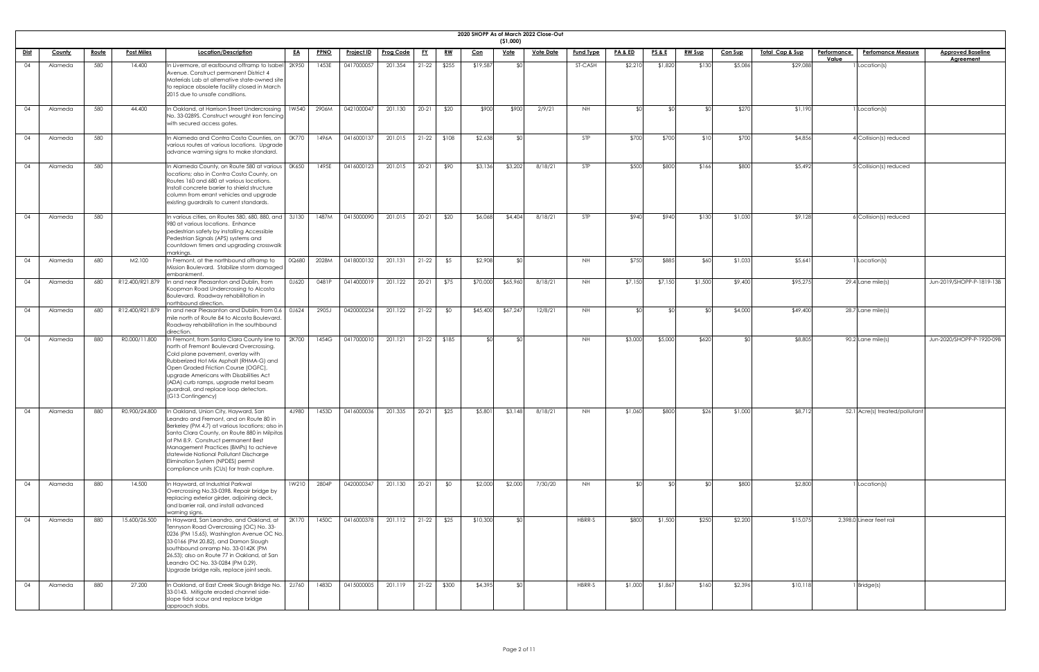# 2020 SHOPP As of March 2022 Close-Out

($1,000)

| Dist | County | Route | Post Miles | Location/Description | EA | PPNO | Project ID | Prog Code | FY | RW | Con | Vote | Vote Date | Fund Type | PA & ED | PS & E | RW Sup | Con Sup | Total Cap & Sup | Performance Value | Perfomance Measure | Approved Baseline Agreement |
|---|---|---|---|---|---|---|---|---|---|---|---|---|---|---|---|---|---|---|---|---|---|---|
| 04 | Alameda | 580 | 14.400 | In Livermore, at eastbound offramp to Isabel Avenue. Construct permanent District 4 Materials Lab at alternative state-owned site to replace obsolete facility closed in March 2015 due to unsafe conditions. | 2K950 | 1453E | 0417000057 | 201.354 | 21-22 | $255 | $19,587 | $0 | | ST-CASH | $2,210 | $1,820 | $130 | $5,086 | $29,088 | 1 | Location(s) | |
| 04 | Alameda | 580 | 44.400 | In Oakland, at Harrison Street Undercrossing No. 33-0289S. Construct wrought iron fencing with secured access gates. | 1W540 | 2906M | 0421000047 | 201.130 | 20-21 | $20 | $900 | $900 | 2/9/21 | NH | $0 | $0 | $0 | $270 | $1,190 | 1 | Location(s) | |
| 04 | Alameda | 580 | | In Alameda and Contra Costa Counties, on various routes at various locations. Upgrade advance warning signs to make standard. | 0K770 | 1496A | 0416000137 | 201.015 | 21-22 | $108 | $2,638 | $0 | | STP | $700 | $700 | $10 | $700 | $4,856 | 4 | Collision(s) reduced | |
| 04 | Alameda | 580 | | In Alameda County, on Route 580 at various locations; also in Contra Costa County, on Routes 160 and 680 at various locations. Install concrete barrier to shield structure column from errant vehicles and upgrade existing guardrails to current standards. | 0K650 | 1495E | 0416000123 | 201.015 | 20-21 | $90 | $3,136 | $3,202 | 8/18/21 | STP | $500 | $800 | $166 | $800 | $5,492 | 5 | Collision(s) reduced | |
| 04 | Alameda | 580 | | In various cities, on Routes 580, 680, 880, and 980 at various locations. Enhance pedestrian safety by installing Accessible Pedestrian Signals (APS) systems and countdown timers and upgrading crosswalk markings. | 3J130 | 1487M | 0415000090 | 201.015 | 20-21 | $20 | $6,068 | $4,404 | 8/18/21 | STP | $940 | $940 | $130 | $1,030 | $9,128 | 6 | Collision(s) reduced | |
| 04 | Alameda | 680 | M2.100 | In Fremont, at the northbound offramp to Mission Boulevard. Stabilize storm damaged embankment. | 0Q680 | 2028M | 0418000132 | 201.131 | 21-22 | $5 | $2,908 | $0 | | NH | $750 | $885 | $60 | $1,033 | $5,641 | 1 | Location(s) | |
| 04 | Alameda | 680 | R12.400/R21.879 | In and near Pleasanton and Dublin, from Koopman Road Undercrossing to Alcosta Boulevard. Roadway rehabilitation in northbound direction. | 0J620 | 0481P | 0414000019 | 201.122 | 20-21 | $75 | $70,000 | $65,960 | 8/18/21 | NH | $7,150 | $7,150 | $1,500 | $9,400 | $95,275 | 29.4 | Lane mile(s) | Jun-2019/SHOPP-P-1819-13B |
| 04 | Alameda | 680 | R12.400/R21.879 | In and near Pleasanton and Dublin, from 0.6 mile north of Route 84 to Alcosta Boulevard. Roadway rehabilitation in the southbound direction. | 0J624 | 2905J | 0420000234 | 201.122 | 21-22 | $0 | $45,400 | $67,247 | 12/8/21 | NH | $0 | $0 | $0 | $4,000 | $49,400 | 28.7 | Lane mile(s) | |
| 04 | Alameda | 880 | R0.000/11.800 | In Fremont, from Santa Clara County line to north of Fremont Boulevard Overcrossing. Cold plane pavement, overlay with Rubberized Hot Mix Asphalt (RHMA-G) and Open Graded Friction Course (OGFC), upgrade Americans with Disabilities Act (ADA) curb ramps, upgrade metal beam guardrail, and replace loop detectors. (G13 Contingency) | 2K700 | 1454G | 0417000010 | 201.121 | 21-22 | $185 | $0 | $0 | | NH | $3,000 | $5,000 | $620 | $0 | $8,805 | 90.2 | Lane mile(s) | Jun-2020/SHOPP-P-1920-09B |
| 04 | Alameda | 880 | R0.900/24.800 | In Oakland, Union City, Hayward, San Leandro and Fremont, and on Route 80 in Berkeley (PM 4.7) at various locations; also in Santa Clara County, on Route 880 in Milpitas at PM 8.9. Construct permanent Best Management Practices (BMPs) to achieve statewide National Pollutant Discharge Elimination System (NPDES) permit compliance units (CUs) for trash capture. | 4J980 | 1453D | 0416000036 | 201.335 | 20-21 | $25 | $5,801 | $3,148 | 8/18/21 | NH | $1,060 | $800 | $26 | $1,000 | $8,712 | 52.1 | Acre(s) treated/pollutant | |
| 04 | Alameda | 880 | 14.500 | In Hayward, at Industrial Parkwal Overcrossing No.33-0398. Repair bridge by replacing exterior girder, adjoining deck, and barrier rail, and install advanced warning signs. | 1W210 | 2804P | 0420000347 | 201.130 | 20-21 | $0 | $2,000 | $2,000 | 7/30/20 | NH | $0 | $0 | $0 | $800 | $2,800 | 1 | Location(s) | |
| 04 | Alameda | 880 | 15.600/26.500 | In Hayward, San Leandro, and Oakland, at Tennyson Road Overcrossing (OC) No. 33-0236 (PM 15.65), Washington Avenue OC No. 33-0166 (PM 20.82), and Damon Slough southbound onramp No. 33-0142K (PM 26.53); also on Route 77 in Oakland, at San Leandro OC No. 33-0284 (PM 0.29). Upgrade bridge rails, replace joint seals. | 2K170 | 1450C | 0416000378 | 201.112 | 21-22 | $25 | $10,300 | $0 | | HBRR-S | $800 | $1,500 | $250 | $2,200 | $15,075 | 2,398.0 | Linear feet rail | |
| 04 | Alameda | 880 | 27.200 | In Oakland, at East Creek Slough Bridge No. 33-0143. Mitigate eroded channel side-slope tidal scour and replace bridge approach slabs. | 2J760 | 1483D | 0415000005 | 201.119 | 21-22 | $300 | $4,395 | $0 | | HBRR-S | $1,000 | $1,867 | $160 | $2,396 | $10,118 | 1 | Bridge(s) | |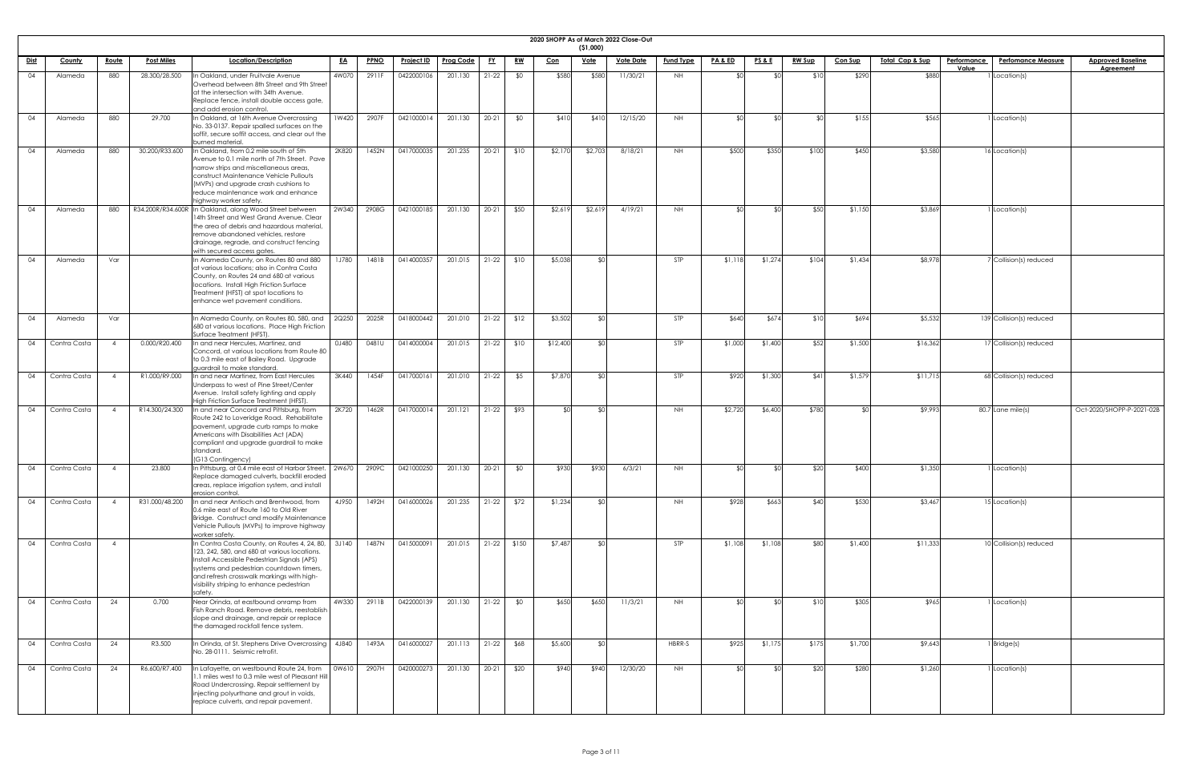## 2020 SHOPP As of March 2022 Close-Out

($1,000)

| Dist | County | Route | Post Miles | Location/Description | EA | PPNO | Project ID | Prog Code | FY | RW | Con | Vote | Vote Date | Fund Type | PA & ED | PS & E | RW Sup | Con Sup | Total Cap & Sup | Performance Value | Perfomance Measure | Approved Baseline Agreement |
|---|---|---|---|---|---|---|---|---|---|---|---|---|---|---|---|---|---|---|---|---|---|---|
| 04 | Alameda | 880 | 28.300/28.500 | In Oakland, under Fruitvale Avenue Overhead between 8th Street and 9th Street at the intersection with 34th Avenue. Replace fence, install double access gate, and add erosion control. | 4W070 | 2911F | 0422000106 | 201.130 | 21-22 | $0 | $580 | $580 | 11/30/21 | NH | $0 | $0 | $10 | $290 | $880 | 1 | Location(s) | |
| 04 | Alameda | 880 | 29.700 | In Oakland, at 16th Avenue Overcrossing No. 33-0137. Repair spalled surfaces on the soffit, secure soffit access, and clear out the burned material. | 1W420 | 2907F | 0421000014 | 201.130 | 20-21 | $0 | $410 | $410 | 12/15/20 | NH | $0 | $0 | $0 | $155 | $565 | 1 | Location(s) | |
| 04 | Alameda | 880 | 30.200/R33.600 | In Oakland, from 0.2 mile south of 5th Avenue to 0.1 mile north of 7th Street. Pave narrow strips and miscellaneous areas, construct Maintenance Vehicle Pullouts (MVPs) and upgrade crash cushions to reduce maintenance work and enhance highway worker safety. | 2K820 | 1452N | 0417000035 | 201.235 | 20-21 | $10 | $2,170 | $2,703 | 8/18/21 | NH | $500 | $350 | $100 | $450 | $3,580 | 16 | Location(s) | |
| 04 | Alameda | 880 | R34.200R/R34.600R | In Oakland, along Wood Street between 14th Street and West Grand Avenue. Clear the area of debris and hazardous material, remove abandoned vehicles, restore drainage, regrade, and construct fencing with secured access gates. | 2W340 | 2908G | 0421000185 | 201.130 | 20-21 | $50 | $2,619 | $2,619 | 4/19/21 | NH | $0 | $0 | $50 | $1,150 | $3,869 | 1 | Location(s) | |
| 04 | Alameda | Var | | In Alameda County, on Routes 80 and 880 at various locations; also in Contra Costa County, on Routes 24 and 680 at various locations. Install High Friction Surface Treatment (HFST) at spot locations to enhance wet pavement conditions. | 1J780 | 1481B | 0414000357 | 201.015 | 21-22 | $10 | $5,038 | $0 | | STP | $1,118 | $1,274 | $104 | $1,434 | $8,978 | 7 | Collision(s) reduced | |
| 04 | Alameda | Var | | In Alameda County, on Routes 80, 580, and 680 at various locations. Place High Friction Surface Treatment (HFST). | 2Q250 | 2025R | 0418000442 | 201.010 | 21-22 | $12 | $3,502 | $0 | | STP | $640 | $674 | $10 | $694 | $5,532 | 139 | Collision(s) reduced | |
| 04 | Contra Costa | 4 | 0.000/R20.400 | In and near Hercules, Martinez, and Concord, at various locations from Route 80 to 0.3 mile east of Bailey Road. Upgrade guardrail to make standard. | 0J480 | 0481U | 0414000004 | 201.015 | 21-22 | $10 | $12,400 | $0 | | STP | $1,000 | $1,400 | $52 | $1,500 | $16,362 | 17 | Collision(s) reduced | |
| 04 | Contra Costa | 4 | R1.000/R9.000 | In and near Martinez, from East Hercules Underpass to west of Pine Street/Center Avenue. Install safety lighting and apply High Friction Surface Treatment (HFST). | 3K440 | 1454F | 0417000161 | 201.010 | 21-22 | $5 | $7,870 | $0 | | STP | $920 | $1,300 | $41 | $1,579 | $11,715 | 68 | Collision(s) reduced | |
| 04 | Contra Costa | 4 | R14.300/24.300 | In and near Concord and Pittsburg, from Route 242 to Loveridge Road. Rehabilitate pavement, upgrade curb ramps to make Americans with Disabilities Act (ADA) compliant and upgrade guardrail to make standard. (G13 Contingency) | 2K720 | 1462R | 0417000014 | 201.121 | 21-22 | $93 | $0 | $0 | | NH | $2,720 | $6,400 | $780 | $0 | $9,993 | 80.7 | Lane mile(s) | Oct-2020/SHOPP-P-2021-02B |
| 04 | Contra Costa | 4 | 23.800 | In Pittsburg, at 0.4 mile east of Harbor Street. Replace damaged culverts, backfill eroded areas, replace irrigation system, and install erosion control. | 2W670 | 2909C | 0421000250 | 201.130 | 20-21 | $0 | $930 | $930 | 6/3/21 | NH | $0 | $0 | $20 | $400 | $1,350 | 1 | Location(s) | |
| 04 | Contra Costa | 4 | R31.000/48.200 | In and near Antioch and Brentwood, from 0.6 mile east of Route 160 to Old River Bridge. Construct and modify Maintenance Vehicle Pullouts (MVPs) to improve highway worker safety. | 4J950 | 1492H | 0416000026 | 201.235 | 21-22 | $72 | $1,234 | $0 | | NH | $928 | $663 | $40 | $530 | $3,467 | 15 | Location(s) | |
| 04 | Contra Costa | 4 | | In Contra Costa County, on Routes 4, 24, 80, 123, 242, 580, and 680 at various locations. Install Accessible Pedestrian Signals (APS) systems and pedestrian countdown timers, and refresh crosswalk markings with high-visibility striping to enhance pedestrian safety. | 3J140 | 1487N | 0415000091 | 201.015 | 21-22 | $150 | $7,487 | $0 | | STP | $1,108 | $1,108 | $80 | $1,400 | $11,333 | 10 | Collision(s) reduced | |
| 04 | Contra Costa | 24 | 0.700 | Near Orinda, at eastbound onramp from Fish Ranch Road. Remove debris, reestablish slope and drainage, and repair or replace the damaged rockfall fence system. | 4W330 | 2911B | 0422000139 | 201.130 | 21-22 | $0 | $650 | $650 | 11/3/21 | NH | $0 | $0 | $10 | $305 | $965 | 1 | Location(s) | |
| 04 | Contra Costa | 24 | R3.500 | In Orinda, at St. Stephens Drive Overcrossing No. 28-0111. Seismic retrofit. | 4J840 | 1493A | 0416000027 | 201.113 | 21-22 | $68 | $5,600 | $0 | | HBRR-S | $925 | $1,175 | $175 | $1,700 | $9,643 | 1 | Bridge(s) | |
| 04 | Contra Costa | 24 | R6.600/R7.400 | In Lafayette, on westbound Route 24, from 1.1 miles west to 0.3 mile west of Pleasant Hill Road Undercrossing. Repair settlement by injecting polyurthane and grout in voids, replace culverts, and repair pavement. | 0W610 | 2907H | 0420000273 | 201.130 | 20-21 | $20 | $940 | $940 | 12/30/20 | NH | $0 | $0 | $20 | $280 | $1,260 | 1 | Location(s) | |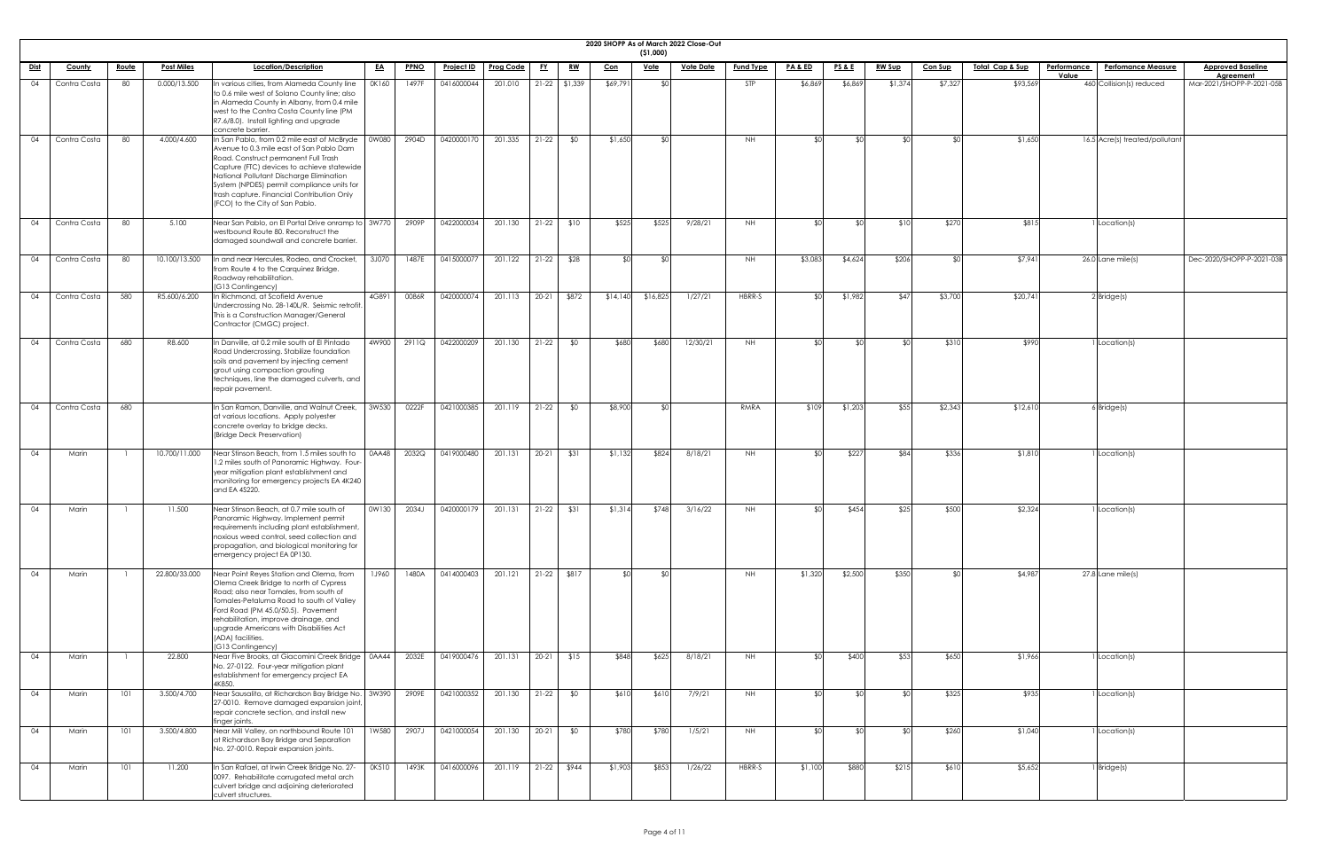**2020 SHOPP As of March 2022 Close-Out**
**($1,000)**

| Dist | County | Route | Post Miles | Location/Description | EA | PPNO | Project ID | Prog Code | FY | RW | Con | Vote | Vote Date | Fund Type | PA & ED | PS & E | RW Sup | Con Sup | Total Cap & Sup | Performance Value | Perfomance Measure | Approved Baseline Agreement |
|---|---|---|---|---|---|---|---|---|---|---|---|---|---|---|---|---|---|---|---|---|---|---|
| 04 | Contra Costa | 80 | 0.000/13.500 | In various cities, from Alameda County line to 0.6 mile west of Solano County line; also in Alameda County in Albany, from 0.4 mile west to the Contra Costa County line (PM R7.6/8.0). Install lighting and upgrade concrete barrier. | 0K160 | 1497F | 0416000044 | 201.010 | 21-22 | $1,339 | $69,791 | $0 | | STP | $6,869 | $6,869 | $1,374 | $7,327 | $93,569 | 460 | Collision(s) reduced | Mar-2021/SHOPP-P-2021-05B |
| 04 | Contra Costa | 80 | 4.000/4.600 | In San Pablo, from 0.2 mile east of McBryde Avenue to 0.3 mile east of San Pablo Dam Road. Construct permanent Full Trash Capture (FTC) devices to achieve statewide National Pollutant Discharge Elimination System (NPDES) permit compliance units for trash capture. Financial Contribution Only (FCO) to the City of San Pablo. | 0W080 | 2904D | 0420000170 | 201.335 | 21-22 | $0 | $1,650 | $0 | | NH | $0 | $0 | $0 | $0 | $1,650 | 16.5 | Acre(s) treated/pollutant | |
| 04 | Contra Costa | 80 | 5.100 | Near San Pablo, on El Portal Drive onramp to westbound Route 80. Reconstruct the damaged soundwall and concrete barrier. | 3W770 | 2909P | 0422000034 | 201.130 | 21-22 | $10 | $525 | $525 | 9/28/21 | NH | $0 | $0 | $10 | $270 | $815 | 1 | Location(s) | |
| 04 | Contra Costa | 80 | 10.100/13.500 | In and near Hercules, Rodeo, and Crocket, from Route 4 to the Carquinez Bridge. Roadway rehabilitation. (G13 Contingency) | 3J070 | 1487E | 0415000077 | 201.122 | 21-22 | $28 | $0 | $0 | | NH | $3,083 | $4,624 | $206 | $0 | $7,941 | 26.0 | Lane mile(s) | Dec-2020/SHOPP-P-2021-03B |
| 04 | Contra Costa | 580 | R5.600/6.200 | In Richmond, at Scofield Avenue Undercrossing No. 28-140L/R. Seismic retrofit. This is a Construction Manager/General Contractor (CMGC) project. | 4G891 | 0086R | 0420000074 | 201.113 | 20-21 | $872 | $14,140 | $16,825 | 1/27/21 | HBRR-S | $0 | $1,982 | $47 | $3,700 | $20,741 | 2 | Bridge(s) | |
| 04 | Contra Costa | 680 | R8.600 | In Danville, at 0.2 mile south of El Pintado Road Undercrossing. Stabilize foundation soils and pavement by injecting cement grout using compaction grouting techniques, line the damaged culverts, and repair pavement. | 4W900 | 2911Q | 0422000209 | 201.130 | 21-22 | $0 | $680 | $680 | 12/30/21 | NH | $0 | $0 | $0 | $310 | $990 | 1 | Location(s) | |
| 04 | Contra Costa | 680 | | In San Ramon, Danville, and Walnut Creek, at various locations. Apply polyester concrete overlay to bridge decks. (Bridge Deck Preservation) | 3W530 | 0222F | 0421000385 | 201.119 | 21-22 | $0 | $8,900 | $0 | | RMRA | $109 | $1,203 | $55 | $2,343 | $12,610 | 6 | Bridge(s) | |
| 04 | Marin | 1 | 10.700/11.000 | Near Stinson Beach, from 1.5 miles south to 1.2 miles south of Panoramic Highway. Four-year mitigation plant establishment and monitoring for emergency projects EA 4K240 and EA 4S220. | 0AA48 | 2032Q | 0419000480 | 201.131 | 20-21 | $31 | $1,132 | $824 | 8/18/21 | NH | $0 | $227 | $84 | $336 | $1,810 | 1 | Location(s) | |
| 04 | Marin | 1 | 11.500 | Near Stinson Beach, at 0.7 mile south of Panoramic Highway. Implement permit requirements including plant establishment, noxious weed control, seed collection and propagation, and biological monitoring for emergency project EA 0P130. | 0W130 | 2034J | 0420000179 | 201.131 | 21-22 | $31 | $1,314 | $748 | 3/16/22 | NH | $0 | $454 | $25 | $500 | $2,324 | 1 | Location(s) | |
| 04 | Marin | 1 | 22.800/33.000 | Near Point Reyes Station and Olema, from Olema Creek Bridge to north of Cypress Road; also near Tomales, from south of Tomales-Petaluma Road to south of Valley Ford Road (PM 45.0/50.5). Pavement rehabilitation, improve drainage, and upgrade Americans with Disabilities Act (ADA) facilities. (G13 Contingency) | 1J960 | 1480A | 0414000403 | 201.121 | 21-22 | $817 | $0 | $0 | | NH | $1,320 | $2,500 | $350 | $0 | $4,987 | 27.8 | Lane mile(s) | |
| 04 | Marin | 1 | 22.800 | Near Five Brooks, at Giacomini Creek Bridge No. 27-0122. Four-year mitigation plant establishment for emergency project EA 4K850. | 0AA44 | 2032E | 0419000476 | 201.131 | 20-21 | $15 | $848 | $625 | 8/18/21 | NH | $0 | $400 | $53 | $650 | $1,966 | 1 | Location(s) | |
| 04 | Marin | 101 | 3.500/4.700 | Near Sausalito, at Richardson Bay Bridge No. 27-0010. Remove damaged expansion joint, repair concrete section, and install new finger joints. | 3W390 | 2909E | 0421000352 | 201.130 | 21-22 | $0 | $610 | $610 | 7/9/21 | NH | $0 | $0 | $0 | $325 | $935 | 1 | Location(s) | |
| 04 | Marin | 101 | 3.500/4.800 | Near Mill Valley, on northbound Route 101 at Richardson Bay Bridge and Separation No. 27-0010. Repair expansion joints. | 1W580 | 2907J | 0421000054 | 201.130 | 20-21 | $0 | $780 | $780 | 1/5/21 | NH | $0 | $0 | $0 | $260 | $1,040 | 1 | Location(s) | |
| 04 | Marin | 101 | 11.200 | In San Rafael, at Irwin Creek Bridge No. 27-0097. Rehabilitate corrugated metal arch culvert bridge and adjoining deteriorated culvert structures. | 0K510 | 1493K | 0416000096 | 201.119 | 21-22 | $944 | $1,903 | $853 | 1/26/22 | HBRR-S | $1,100 | $880 | $215 | $610 | $5,652 | 1 | Bridge(s) | |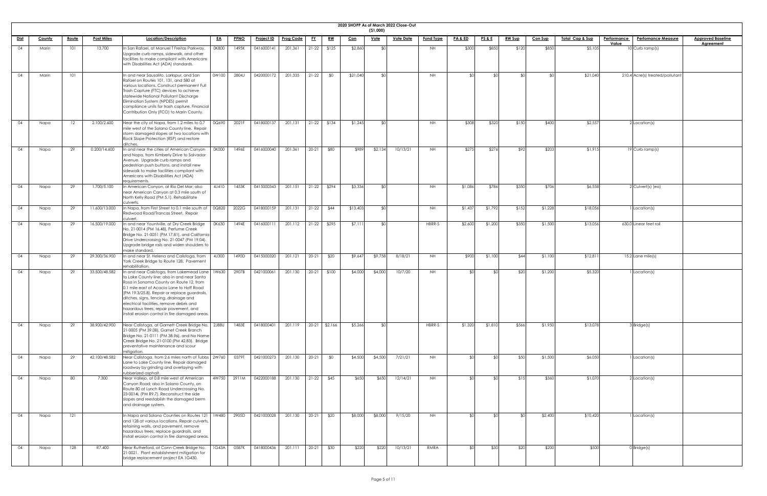# 2020 SHOPP As of March 2022 Close-Out

($1,000)

| Dist | County | Route | Post Miles | Location/Description | EA | PPNO | Project ID | Prog Code | FY | RW | Con | Vote | Vote Date | Fund Type | PA & ED | PS & E | RW Sup | Con Sup | Total Cap & Sup | Performance Value | Perfomance Measure | Approved Baseline Agreement |
|---|---|---|---|---|---|---|---|---|---|---|---|---|---|---|---|---|---|---|---|---|---|---|
| 04 | Marin | 101 | 13.700 | In San Rafael, at Manuel T Freitas Parkway. Upgrade curb ramps, sidewalk, and other facilities to make compliant with Americans with Disabilities Act (ADA) standards. | 0K800 | 1495K | 0416000141 | 201.361 | 21-22 | $125 | $2,860 | $0 | | NH | $300 | $850 | $120 | $850 | $5,105 | 10 | Curb ramp(s) | |
| 04 | Marin | 101 | | In and near Sausalito, Larkspur, and San Rafael on Routes 101, 131, and 580 at various locations. Construct permanent Full Trash Capture (FTC) devices to achieve statewide National Pollutant Discharge Elimination System (NPDES) permit compliance units for trash capture. Financial Contribution Only (FCO) to Marin County. | 0W100 | 2804J | 0420000172 | 201.335 | 21-22 | $0 | $21,040 | $0 | | NH | $0 | $0 | $0 | $0 | $21,040 | 210.4 | Acre(s) treated/pollutant | |
| 04 | Napa | 12 | 2.100/2.600 | Near the city of Napa, from 1.2 miles to 0.7 mile west of the Solano County line. Repair storm damaged slopes at two locations with Rock Slope Protection (RSP) and restore ditches. | 0Q690 | 2021F | 0418000137 | 201.131 | 21-22 | $134 | $1,245 | $0 | | NH | $308 | $320 | $150 | $400 | $2,557 | 2 | Location(s) | |
| 04 | Napa | 29 | 0.200/14.600 | In and near the cities of American Canyon and Napa, from Kimberly Drive to Salvador Avenue. Upgrade curb ramps and pedestrian push buttons, and install new sidewalk to make facilities compliant with Americans with Disabilities Act (ADA) requirements. | 0K000 | 1496E | 0416000040 | 201.361 | 20-21 | $80 | $989 | $2,134 | 10/13/21 | NH | $275 | $276 | $92 | $203 | $1,915 | 19 | Curb ramp(s) | |
| 04 | Napa | 29 | 1.700/5.100 | In American Canyon, at Rio Del Mar; also near American Canyon at 0.3 mile south of North Kelly Road (PM 5.1). Rehabilitate culverts. | 4J410 | 1453K | 0415000343 | 201.151 | 21-22 | $294 | $3,336 | $0 | | NH | $1,086 | $786 | $350 | $706 | $6,558 | 2 | Culvert(s) (ea) | |
| 04 | Napa | 29 | 11.600/13.000 | In Napa, from First Street to 0.1 mile south of Redwood Road/Trancas Street. Repair culvert. | 0Q820 | 2022G | 0418000159 | 201.131 | 21-22 | $44 | $13,403 | $0 | | NH | $1,437 | $1,792 | $152 | $1,228 | $18,056 | 1 | Location(s) | |
| 04 | Napa | 29 | 16.500/19.000 | In and near Yountville, at Dry Creek Bridge No. 21-0014 (PM 16.48), Perfume Creek Bridge No. 21-0051 (PM 17.81), and California Drive Undercrossing No. 21-0047 (PM 19.04). Upgrade bridge rails and widen shoulders to make standard. | 0K630 | 1494E | 0416000111 | 201.112 | 21-22 | $295 | $7,111 | $0 | | HBRR-S | $2,600 | $1,200 | $350 | $1,500 | $13,056 | 630.0 | Linear feet rail | |
| 04 | Napa | 29 | 29.300/36.900 | In and near St. Helena and Calistoga, from York Creek Bridge to Route 128. Pavement rehabilitation. | 4J300 | 1490D | 0415000320 | 201.121 | 20-21 | $20 | $9,647 | $9,758 | 8/18/21 | NH | $900 | $1,100 | $44 | $1,100 | $12,811 | 15.2 | Lane mile(s) | |
| 04 | Napa | 29 | 33.500/48.582 | In and near Calistoga, from Lakemead Lane to Lake County line; also in and near Santa Rosa in Sonoma County on Route 12, from 0.1 mile east of Acacia Lane to Hoff Road (PM 19.3/25.8). Repair or replace guardrails, ditches, signs, fencing, drainage and electrical facilities, remove debris and hazardous trees, repair pavement, and install erosion control in fire damaged areas. | 1W630 | 2907B | 0421000061 | 201.130 | 20-21 | $100 | $4,000 | $4,000 | 10/7/20 | NH | $0 | $0 | $20 | $1,200 | $5,320 | 1 | Location(s) | |
| 04 | Napa | 29 | 38.900/42.900 | Near Calistoga, at Garnett Creek Bridge No. 21-0005 (PM 39.08), Garnet Creek Branch Bridge No. 21-0111 (PM 38.96), and No Name Creek Bridge No. 21-0100 (PM 42.83). Bridge preventative maintenance and scour mitigation. | 2J88U | 1483E | 0418000401 | 201.119 | 20-21 | $2,166 | $5,266 | $0 | | HBRR-S | $1,320 | $1,810 | $566 | $1,950 | $13,078 | 3 | Bridge(s) | |
| 04 | Napa | 29 | 42.100/48.582 | Near Calistoga, from 2.6 miles north of Tubbs Lane to Lake County line. Repair damaged roadway by grinding and overlaying with rubberized asphalt. | 2W760 | 0379T | 0421000273 | 201.130 | 20-21 | $0 | $4,500 | $4,500 | 7/21/21 | NH | $0 | $0 | $50 | $1,500 | $6,050 | 1 | Location(s) | |
| 04 | Napa | 80 | 7.300 | Near Vallejo, at 0.8 mile west of American Canyon Road; also in Solano County, on Route 80 at Lynch Road Undercrossing No. 23-0014L (PM R9.7). Reconstruct the side slopes and reestablish the damaged berm and drainage system. | 4W750 | 2911M | 0422000188 | 201.130 | 21-22 | $45 | $650 | $650 | 12/14/21 | NH | $0 | $0 | $15 | $360 | $1,070 | 2 | Location(s) | |
| 04 | Napa | 121 | | In Napa and Solano Counties on Routes 121 and 128 at various locations. Repair culverts, retaining walls, and pavement, remove hazardous trees, replace guardrails, and install erosion control in fire damaged areas. | 1W480 | 2905D | 0421000028 | 201.130 | 20-21 | $20 | $8,000 | $8,000 | 9/15/20 | NH | $0 | $0 | $0 | $2,400 | $10,420 | 1 | Location(s) | |
| 04 | Napa | 128 | R7.400 | Near Rutherford, at Conn Creek Bridge No. 21-0021. Plant establishment mitigation for bridge replacement project EA 1G430. | 1G43A | 0587K | 0418000436 | 201.111 | 20-21 | $30 | $220 | $220 | 10/13/21 | RMRA | $0 | $30 | $20 | $200 | $500 | 0 | Bridge(s) | |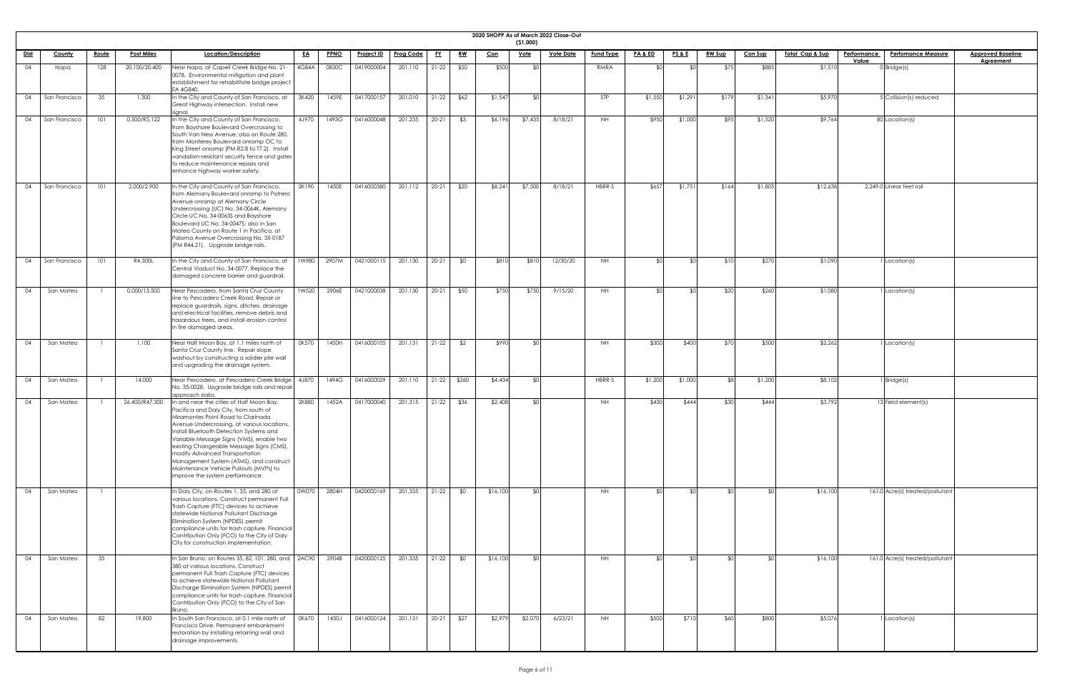# 2020 SHOPP As of March 2022 Close-Out

($1,000)

| Dist | County | Route | Post Miles | Location/Description | EA | PPNO | Project ID | Prog Code | FY | RW | Con | Vote | Vote Date | Fund Type | PA & ED | PS & E | RW Sup | Con Sup | Total Cap & Sup | Performance Value | Perfomance Measure | Approved Baseline Agreement |
|---|---|---|---|---|---|---|---|---|---|---|---|---|---|---|---|---|---|---|---|---|---|---|
| 04 | Napa | 128 | 20.100/20.400 | Near Napa, at Capell Creek Bridge No. 21-0078. Environmental mitigation and plant establishment for rehabilitate bridge project EA 4G840. | 4G84A | 0830C | 0419000004 | 201.110 | 21-22 | $50 | $500 | $0 | | RMRA | $0 | $0 | $75 | $885 | $1,510 | 0 | Bridge(s) | |
| 04 | San Francisco | 35 | 1.300 | In the City and County of San Francisco, at Great Highway intersection. Install new signal. | 3K420 | 1459E | 0417000157 | 201.010 | 21-22 | $62 | $1,547 | $0 | | STP | $1,550 | $1,291 | $179 | $1,341 | $5,970 | 5 | Collision(s) reduced | |
| 04 | San Francisco | 101 | 0.500/R5.122 | In the City and County of San Francisco, from Bayshore Boulevard Overcrossing to South Van Ness Avenue; also on Route 280, from Monterey Boulevard onramp OC to King Street onramp (PM R2.8 to T7.2). Install vandalism-resistant security fence and gates to reduce maintenance repairs and enhance highway worker safety. | 4J970 | 1493G | 0416000048 | 201.235 | 20-21 | $3 | $6,196 | $7,435 | 8/18/21 | NH | $950 | $1,000 | $95 | $1,520 | $9,764 | 80 | Location(s) | |
| 04 | San Francisco | 101 | 2.000/2.900 | In the City and County of San Francisco, from Alemany Boulevard onramp to Potrero Avenue onramp at Alemany Circle Undercrossing (UC) No. 34-0064K, Alemany Circle UC No. 34-0063S and Bayshore Boulevard UC No. 34-0047S; also in San Mateo County on Route 1 in Pacifica, at Paloma Avenue Overcrossing No. 35-0187 (PM R44.21). Upgrade bridge rails. | 2K190 | 1450E | 0416000380 | 201.112 | 20-21 | $20 | $8,241 | $7,500 | 8/18/21 | HBRR-S | $657 | $1,751 | $164 | $1,805 | $12,638 | 2,249.0 | Linear feet rail | |
| 04 | San Francisco | 101 | R4.300L | In the City and County of San Francisco, at Central Viaduct No. 34-0077. Replace the damaged concrete barrier and guardrail. | 1W980 | 2907M | 0421000115 | 201.130 | 20-21 | $0 | $810 | $810 | 12/30/20 | NH | $0 | $0 | $10 | $270 | $1,090 | 1 | Location(s) | |
| 04 | San Mateo | 1 | 0.000/13.500 | Near Pescadero, from Santa Cruz County line to Pescadero Creek Road. Repair or replace guardrails, signs, ditches, drainage and electrical facilities, remove debris and hazardous trees, and install erosion control in fire damaged areas. | 1W520 | 2906E | 0421000038 | 201.130 | 20-21 | $50 | $750 | $750 | 9/15/20 | NH | $0 | $0 | $20 | $260 | $1,080 | 1 | Location(s) | |
| 04 | San Mateo | 1 | 1.100 | Near Half Moon Bay, at 1.1 miles north of Santa Cruz County line. Repair slope washout by constructing a soldier pile wall and upgrading the drainage system. | 0K570 | 1450H | 0416000105 | 201.131 | 21-22 | $2 | $990 | $0 | | NH | $300 | $400 | $70 | $500 | $2,262 | 1 | Location(s) | |
| 04 | San Mateo | 1 | 14.000 | Near Pescadero, at Pescadero Creek Bridge No. 35-0028. Upgrade bridge rails and repair approach slabs. | 4J870 | 1494G | 0416000029 | 201.110 | 21-22 | $260 | $4,434 | $0 | | HBRR-S | $1,200 | $1,000 | $8 | $1,200 | $8,102 | 1 | Bridge(s) | |
| 04 | San Mateo | 1 | 26.400/R47.300 | In and near the cities of Half Moon Bay, Pacifica and Daly City, from south of Miramontes Point Road to Clarinada Avenue Undercrossing, at various locations. Install Bluetooth Detection Systems and Variable Message Signs (VMS), enable two existing Changeable Message Signs (CMS), modify Advanced Transportation Management System (ATMS), and construct Maintenance Vehicle Pullouts (MVPs) to improve the system performance. | 2K880 | 1452A | 0417000040 | 201.315 | 21-22 | $36 | $2,408 | $0 | | NH | $430 | $444 | $30 | $444 | $3,792 | 13 | Field element(s) | |
| 04 | San Mateo | 1 | | In Daly City, on Routes 1, 35, and 280 at various locations. Construct permanent Full Trash Capture (FTC) devices to achieve statewide National Pollutant Discharge Elimination System (NPDES) permit compliance units for trash capture. Financial Contribution Only (FCO) to the City of Daly City for construction implementation. | 0W070 | 2804H | 0420000169 | 201.335 | 21-22 | $0 | $16,100 | $0 | | NH | $0 | $0 | $0 | $0 | $16,100 | 161.0 | Acre(s) treated/pollutant | |
| 04 | San Mateo | 35 | | In San Bruno, on Routes 35, 82, 101, 280, and 380 at various locations. Construct permanent Full Trash Capture (FTC) devices to achieve statewide National Pollutant Discharge Elimination System (NPDES) permit compliance units for trash capture. Financial Contribution Only (FCO) to the City of San Bruno. | 2AC90 | 2904B | 0420000125 | 201.335 | 21-22 | $0 | $16,100 | $0 | | NH | $0 | $0 | $0 | $0 | $16,100 | 161.0 | Acre(s) treated/pollutant | |
| 04 | San Mateo | 82 | 19.800 | In South San Francisco, at 0.1 mile north of Francisco Drive. Permanent embankment restoration by installing retaining wall and drainage improvements. | 0K670 | 1450J | 0416000124 | 201.131 | 20-21 | $27 | $2,979 | $2,070 | 6/23/21 | NH | $500 | $710 | $60 | $800 | $5,076 | 1 | Location(s) | |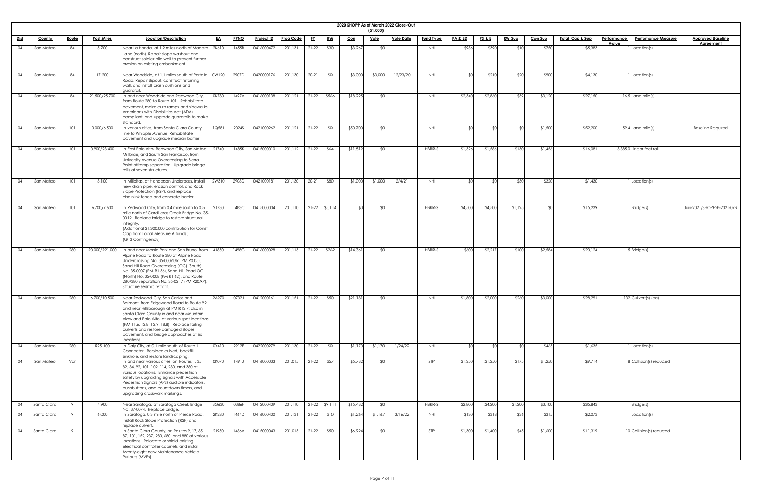# 2020 SHOPP As of March 2022 Close-Out

($1,000)

| Dist | County | Route | Post Miles | Location/Description | EA | PPNO | Project ID | Prog Code | FY | RW | Con | Vote | Vote Date | Fund Type | PA & ED | PS & E | RW Sup | Con Sup | Total Cap & Sup | Performance Value | Perfomance Measure | Approved Baseline Agreement |
|---|---|---|---|---|---|---|---|---|---|---|---|---|---|---|---|---|---|---|---|---|---|---|
| 04 | San Mateo | 84 | 5.200 | Near La Honda, at 1.2 miles north of Madera Lane (north). Repair slope washout and construct soldier pile wall to prevent further erosion on existing embankment. | 2K610 | 1455B | 0416000472 | 201.131 | 21-22 | $30 | $3,267 | $0 | | NH | $936 | $390 | $10 | $750 | $5,383 | 1 | Location(s) | |
| 04 | San Mateo | 84 | 17.200 | Near Woodside, at 1.1 miles south of Portola Road. Repair slipout, construct retaining wall, and install crash cushions and guardrail. | 0W120 | 2907D | 0420000176 | 201.130 | 20-21 | $0 | $3,000 | $3,000 | 12/23/20 | NH | $0 | $210 | $20 | $900 | $4,130 | 1 | Location(s) | |
| 04 | San Mateo | 84 | 21.500/25.700 | In and near Woodside and Redwood City, from Route 280 to Route 101. Rehabilitate pavement, make curb ramps and sidewalks Americans with Disabilities Act (ADA) compliant, and upgrade guardrails to make standard. | 0K780 | 1497A | 0416000138 | 201.121 | 21-22 | $566 | $18,225 | $0 | | NH | $2,340 | $2,860 | $39 | $3,120 | $27,150 | 16.5 | Lane mile(s) | |
| 04 | San Mateo | 101 | 0.000/6.500 | In various cities, from Santa Clara County line to Whipple Avenue. Rehabilitate pavement and upgrade median barrier. | 1Q581 | 2024S | 0421000262 | 201.121 | 21-22 | $0 | $50,700 | $0 | | NH | $0 | $0 | $0 | $1,500 | $52,200 | 59.4 | Lane mile(s) | Baseline Required |
| 04 | San Mateo | 101 | 0.900/23.400 | In East Palo Alto, Redwood City, San Mateo, Millbrae, and South San Francisco, from University Avenue Overcrossing to Sierra Point offramp separation. Upgrade bridge rails at seven structures. | 2J740 | 1485K | 0415000010 | 201.112 | 21-22 | $64 | $11,519 | $0 | | HBRR-S | $1,326 | $1,586 | $130 | $1,456 | $16,081 | 3,385.0 | Linear feet rail | |
| 04 | San Mateo | 101 | 3.100 | In Milpitas, at Henderson Underpass. Install new drain pipe, erosion control, and Rock Slope Protection (RSP), and replace chainlink fence and concrete barrier. | 2W310 | 2908D | 0421000181 | 201.130 | 20-21 | $80 | $1,000 | $1,000 | 2/4/21 | NH | $0 | $0 | $30 | $320 | $1,430 | 1 | Location(s) | |
| 04 | San Mateo | 101 | 6.700/7.600 | In Redwood City, from 0.4 mile south to 0.5 mile north of Cordilleras Creek Bridge No. 35-0019. Replace bridge to restore structural integrity. (Additional $1,300,000 contribution for Const Cap from Local Measure A funds.) (G13 Contingency) | 2J730 | 1483C | 0415000004 | 201.110 | 21-22 | $5,114 | $0 | $0 | | HBRR-S | $4,500 | $4,500 | $1,125 | $0 | $15,239 | 1 | Bridge(s) | Jun-2021/SHOPP-P-2021-07B |
| 04 | San Mateo | 280 | R0.000/R21.000 | In and near Menlo Park and San Bruno, from Alpine Road to Route 380 at Alpine Road Undercrossing No. 35-0009L/R (PM R0.05), Sand Hill Road Overcrossing (OC) (South) No. 35-0007 (PM R1.56), Sand Hill Road OC (North) No. 35-0008 (PM R1.62), and Route 280/380 Separation No. 35-0217 (PM R20.97). Structure seismic retrofit. | 4J850 | 1498G | 0416000028 | 201.113 | 21-22 | $262 | $14,361 | $0 | | HBRR-S | $600 | $2,217 | $100 | $2,584 | $20,124 | 5 | Bridge(s) | |
| 04 | San Mateo | 280 | 6.700/10.500 | Near Redwood City, San Carlos and Belmont, from Edgewood Road to Route 92 and near Hillsborough at PM R12.7; also in Santa Clara County in and near Mountain View and Palo Alto, at various spot locations (PM 11.6, 12.8, 12.9, 18.8). Replace failing culverts and restore damaged slopes, pavement, and bridge approaches at six locations. | 2A970 | 0732J | 0412000161 | 201.151 | 21-22 | $50 | $21,181 | $0 | | NH | $1,800 | $2,000 | $260 | $3,000 | $28,291 | 132 | Culvert(s) (ea) | |
| 04 | San Mateo | 280 | R25.100 | In Daly City, at 0.1 mile south of Route 1 Connector. Replace culvert, backfill sinkhole, and restore landscaping. | 0Y410 | 2912F | 0422000279 | 201.130 | 21-22 | $0 | $1,170 | $1,170 | 1/24/22 | NH | $0 | $0 | $0 | $465 | $1,635 | 1 | Location(s) | |
| 04 | San Mateo | Var | | In and near various cities, on Routes 1, 35, 82, 84, 92, 101, 109, 114, 280, and 380 at various locations. Enhance pedestrian safety by upgrading signals with Accessible Pedestrian Signals (APS) audible indicators, pushbuttons, and countdown timers, and upgrading crosswalk markings. | 0K070 | 1491J | 0416000033 | 201.015 | 21-22 | $57 | $5,732 | $0 | | STP | $1,250 | $1,250 | $175 | $1,250 | $9,714 | 8 | Collision(s) reduced | |
| 04 | Santa Clara | 9 | 4.900 | Near Saratoga, at Saratoga Creek Bridge No. 37-0074. Replace bridge. | 3G630 | 0386F | 0412000409 | 201.110 | 21-22 | $9,111 | $15,432 | $0 | | HBRR-S | $2,800 | $4,200 | $1,200 | $3,100 | $35,843 | 1 | Bridge(s) | |
| 04 | Santa Clara | 9 | 6.000 | In Saratoga, 0.3 mile north of Pierce Road. Install Rock Slope Protection (RSP) and replace culvert. | 2K280 | 1464D | 0416000400 | 201.131 | 21-22 | $10 | $1,264 | $1,167 | 3/16/22 | NH | $130 | $318 | $36 | $315 | $2,073 | 1 | Location(s) | |
| 04 | Santa Clara | 9 | | In Santa Clara County, on Routes 9, 17, 85, 87, 101, 152, 237, 280, 680, and 880 at various locations. Relocate or shield existing electrical controller cabinets and install twenty-eight new Maintenance Vehicle Pullouts (MVPs). | 2J950 | 1486A | 0415000043 | 201.015 | 21-22 | $50 | $6,924 | $0 | | STP | $1,300 | $1,400 | $45 | $1,600 | $11,319 | 10 | Collision(s) reduced | |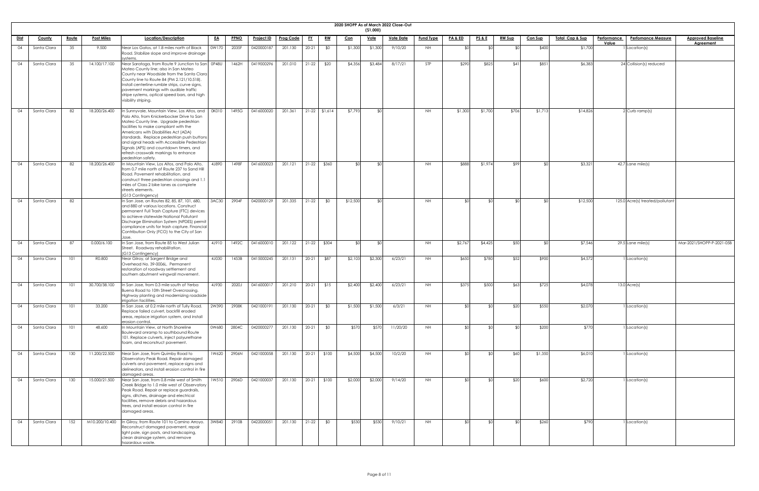## 2020 SHOPP As of March 2022 Close-Out

($1,000)

| Dist | County | Route | Post Miles | Location/Description | EA | PPNO | Project ID | Prog Code | FY | RW | Con | Vote | Vote Date | Fund Type | PA & ED | PS & E | RW Sup | Con Sup | Total Cap & Sup | Performance Value | Perfomance Measure | Approved Baseline Agreement |
|---|---|---|---|---|---|---|---|---|---|---|---|---|---|---|---|---|---|---|---|---|---|---|
| 04 | Santa Clara | 35 | 9.500 | Near Los Gatos, at 1.8 miles north of Black Road. Stabilize slope and improve drainage systems. | 0W170 | 2035F | 0420000187 | 201.130 | 20-21 | $0 | $1,300 | $1,300 | 9/10/20 | NH | $0 | $0 | $0 | $400 | $1,700 | 1 | Location(s) | |
| 04 | Santa Clara | 35 | 14.100/17.100 | Near Saratoga, from Route 9 Junction to San Mateo County line; also in San Mateo County near Woodside from the Santa Clara County line to Route 84 (PM 2.121/10.518). Install centerline rumble strips, curve signs, pavement markings with audible traffic stripe systems, optical speed bars, and high visibility striping. | 0P48U | 1462H | 0419000296 | 201.010 | 21-22 | $20 | $4,356 | $3,484 | 8/17/21 | STP | $290 | $825 | $41 | $851 | $6,383 | 24 | Collision(s) reduced | |
| 04 | Santa Clara | 82 | 18.200/26.400 | In Sunnyvale, Mountain View, Los Altos, and Palo Alto, from Knickerbocker Drive to San Mateo County line. Upgrade pedestrian facilities to make compliant with the Americans with Disabilities Act (ADA) standards. Replace pedestrian push buttons and signal heads with Accessible Pedestrian Signals (APS) and countdown timers, and refresh crosswalk markings to enhance pedestrian safety. | 0K010 | 1495G | 0416000020 | 201.361 | 21-22 | $1,614 | $7,793 | $0 | | NH | $1,300 | $1,700 | $706 | $1,713 | $14,826 | 2 | Curb ramp(s) | |
| 04 | Santa Clara | 82 | 18.200/26.400 | In Mountain View, Los Altos, and Palo Alto, from 0.7 mile north of Route 237 to Sand Hill Road. Pavement rehabilitation, and construct three pedestrian crossings and 1.1 miles of Class 2 bike lanes as complete streets elements. (G13 Contingency) | 4J890 | 1498F | 0416000023 | 201.121 | 21-22 | $360 | $0 | $0 | | NH | $888 | $1,974 | $99 | $0 | $3,321 | 42.7 | Lane mile(s) | |
| 04 | Santa Clara | 82 | | In San Jose, on Routes 82, 85, 87, 101, 680, and 880 at various locations. Construct permanent Full Trash Capture (FTC) devices to achieve statewide National Pollutant Discharge Elimination System (NPDES) permit compliance units for trash capture. Financial Contribution Only (FCO) to the City of San Jose. | 3AC30 | 2904F | 0420000129 | 201.335 | 21-22 | $0 | $12,500 | $0 | | NH | $0 | $0 | $0 | $0 | $12,500 | 125.0 | Acre(s) treated/pollutant | |
| 04 | Santa Clara | 87 | 0.000/6.100 | In San Jose, from Route 85 to West Julian Street. Roadway rehabilitation. (G13 Contingency) | 4J910 | 1492C | 0416000010 | 201.122 | 21-22 | $304 | $0 | $0 | | NH | $2,767 | $4,425 | $50 | $0 | $7,546 | 29.5 | Lane mile(s) | Mar-2021/SHOPP-P-2021-05B |
| 04 | Santa Clara | 101 | R0.800 | Near Gilroy, at Sargent Bridge and Overhead No. 39-0006L. Permanent restoration of roadway settlement and southern abutment wingwall movement. | 4J030 | 1453B | 0415000245 | 201.131 | 20-21 | $87 | $2,103 | $2,300 | 6/23/21 | NH | $650 | $780 | $52 | $900 | $4,572 | 1 | Location(s) | |
| 04 | Santa Clara | 101 | 30.700/38.100 | In San Jose, from 0.3 mile south of Yerba Buena Road to 10th Street Overcrossing. Highway planting and modernizing roadside irrigation facilities. | 4J930 | 2020J | 0416000017 | 201.210 | 20-21 | $15 | $2,400 | $2,400 | 6/23/21 | NH | $375 | $500 | $63 | $725 | $4,078 | 13.0 | Acre(s) | |
| 04 | Santa Clara | 101 | 33.200 | In San Jose, at 0.2 mile north of Tully Road. Replace failed culvert, backfill eroded areas, replace irrigation system, and install erosion control. | 2W390 | 2908K | 0421000191 | 201.130 | 20-21 | $0 | $1,500 | $1,500 | 6/3/21 | NH | $0 | $0 | $20 | $550 | $2,070 | 1 | Location(s) | |
| 04 | Santa Clara | 101 | 48.600 | In Mountain View, at North Shoreline Boulevard onramp to southbound Route 101. Replace culverts, inject polyurethane foam, and reconstruct pavement. | 0W680 | 2804C | 0420000277 | 201.130 | 20-21 | $0 | $570 | $570 | 11/20/20 | NH | $0 | $0 | $0 | $200 | $770 | 1 | Location(s) | |
| 04 | Santa Clara | 130 | 11.200/22.500 | Near San Jose, from Quimby Road to Observatory Peak Road. Repair damaged culverts and pavement, replace signs and delineators, and install erosion control in fire damaged areas. | 1W620 | 2906N | 0421000058 | 201.130 | 20-21 | $100 | $4,500 | $4,500 | 10/2/20 | NH | $0 | $0 | $60 | $1,350 | $6,010 | 1 | Location(s) | |
| 04 | Santa Clara | 130 | 15.000/21.500 | Near San Jose, from 0.8 mile west of Smith Creek Bridge to 1.0 mile west of Observatory Peak Road. Repair or replace guardrails, signs, ditches, drainage and electrical facilities, remove debris and hazardous trees, and install erosion control in fire damaged areas. | 1W510 | 2906D | 0421000037 | 201.130 | 20-21 | $100 | $2,000 | $2,000 | 9/14/20 | NH | $0 | $0 | $20 | $600 | $2,720 | 1 | Location(s) | |
| 04 | Santa Clara | 152 | M10.200/10.400 | In Gilroy, from Route 101 to Camino Arroyo. Reconstruct damaged pavement, repair light pole, sign posts, and landscaping, clean drainage system, and remove hazardous waste. | 3W840 | 2910B | 0422000051 | 201.130 | 21-22 | $0 | $530 | $530 | 9/10/21 | NH | $0 | $0 | $0 | $260 | $790 | 1 | Location(s) | |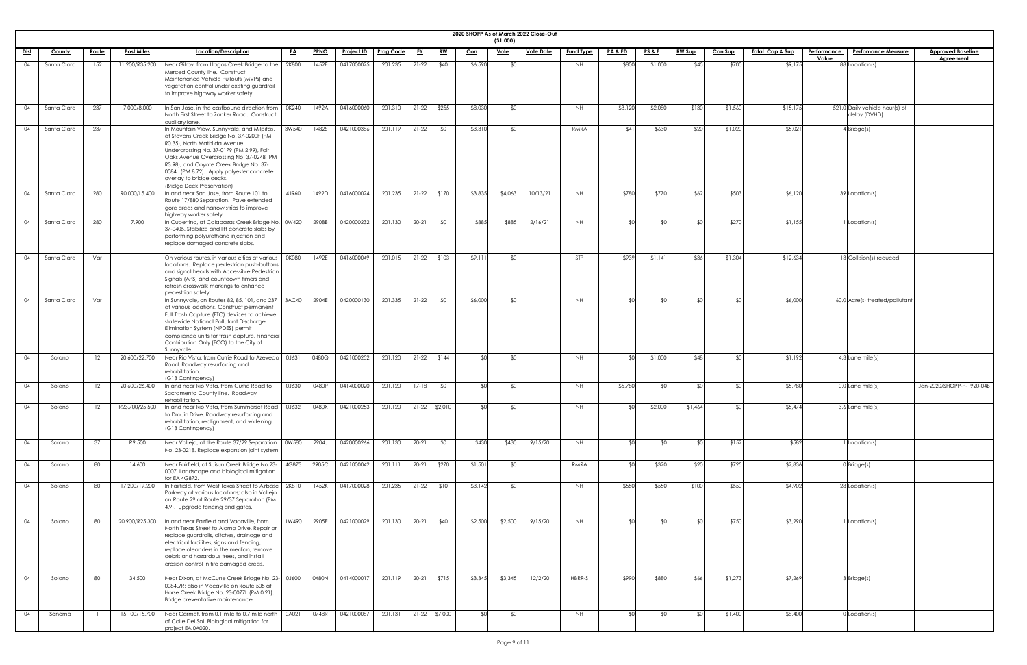**2020 SHOPP As of March 2022 Close-Out**

**($1,000)**

| Dist | County | Route | Post Miles | Location/Description | EA | PPNO | Project ID | Prog Code | FY | RW | Con | Vote | Vote Date | Fund Type | PA & ED | PS & E | RW Sup | Con Sup | Total Cap & Sup | Performance Value | Perfomance Measure | Approved Baseline Agreement |
|---|---|---|---|---|---|---|---|---|---|---|---|---|---|---|---|---|---|---|---|---|---|---|
| 04 | Santa Clara | 152 | 11.200/R35.200 | Near Gilroy, from Llagas Creek Bridge to the Merced County line. Construct Maintenance Vehicle Pullouts (MVPs) and vegetation control under existing guardrail to improve highway worker safety. | 2K800 | 1452E | 0417000025 | 201.235 | 21-22 | $40 | $6,590 | $0 | | NH | $800 | $1,000 | $45 | $700 | $9,175 | 88 | Location(s) | |
| 04 | Santa Clara | 237 | 7.000/8.000 | In San Jose, in the eastbound direction from North First Street to Zanker Road. Construct auxiliary lane. | 0K240 | 1492A | 0416000060 | 201.310 | 21-22 | $255 | $8,030 | $0 | | NH | $3,120 | $2,080 | $130 | $1,560 | $15,175 | 521.0 | Daily vehicle hour(s) of delay (DVHD) | |
| 04 | Santa Clara | 237 | | In Mountain View, Sunnyvale, and Milpitas, at Stevens Creek Bridge No. 37-0200F (PM R0.35), North Mathilda Avenue Undercrossing No. 37-0179 (PM 2.99), Fair Oaks Avenue Overcrossing No. 37-0248 (PM R3.98), and Coyote Creek Bridge No. 37-0084L (PM 8.72). Apply polyester concrete overlay to bridge decks. (Bridge Deck Preservation) | 3W540 | 1482S | 0421000386 | 201.119 | 21-22 | $0 | $3,310 | $0 | | RMRA | $41 | $630 | $20 | $1,020 | $5,021 | 4 | Bridge(s) | |
| 04 | Santa Clara | 280 | R0.000/L5.400 | In and near San Jose, from Route 101 to Route 17/880 Separation. Pave extended gore areas and narrow strips to improve highway worker safety. | 4J960 | 1492D | 0416000024 | 201.235 | 21-22 | $170 | $3,835 | $4,063 | 10/13/21 | NH | $780 | $770 | $62 | $503 | $6,120 | 39 | Location(s) | |
| 04 | Santa Clara | 280 | 7.900 | In Cupertino, at Calabazas Creek Bridge No. 37-0405. Stabilize and lift concrete slabs by performing polyurethane injection and replace damaged concrete slabs. | 0W420 | 2908B | 0420000232 | 201.130 | 20-21 | $0 | $885 | $885 | 2/16/21 | NH | $0 | $0 | $0 | $270 | $1,155 | 1 | Location(s) | |
| 04 | Santa Clara | Var | | On various routes, in various cities at various locations. Replace pedestrian push-buttons and signal heads with Accessible Pedestrian Signals (APS) and countdown timers and refresh crosswalk markings to enhance pedestrian safety. | 0K080 | 1492E | 0416000049 | 201.015 | 21-22 | $103 | $9,111 | $0 | | STP | $939 | $1,141 | $36 | $1,304 | $12,634 | 13 | Collision(s) reduced | |
| 04 | Santa Clara | Var | | In Sunnyvale, on Routes 82, 85, 101, and 237 at various locations. Construct permanent Full Trash Capture (FTC) devices to achieve statewide National Pollutant Discharge Elimination System (NPDES) permit compliance units for trash capture. Financial Contribution Only (FCO) to the City of Sunnyvale. | 3AC40 | 2904E | 0420000130 | 201.335 | 21-22 | $0 | $6,000 | $0 | | NH | $0 | $0 | $0 | $0 | $6,000 | 60.0 | Acre(s) treated/pollutant | |
| 04 | Solano | 12 | 20.600/22.700 | Near Rio Vista, from Currie Road to Azevedo Road. Roadway resurfacing and rehabilitation. (G13 Contingency) | 0J631 | 0480Q | 0421000252 | 201.120 | 21-22 | $144 | $0 | $0 | | NH | $0 | $1,000 | $48 | $0 | $1,192 | 4.3 | Lane mile(s) | |
| 04 | Solano | 12 | 20.600/26.400 | In and near Rio Vista, from Currie Road to Sacramento County line. Roadway rehabilitation. | 0J630 | 0480P | 0414000020 | 201.120 | 17-18 | $0 | $0 | $0 | | NH | $5,780 | $0 | $0 | $0 | $5,780 | 0.0 | Lane mile(s) | Jan-2020/SHOPP-P-1920-04B |
| 04 | Solano | 12 | R23.700/25.500 | In and near Rio Vista, from Summerset Road to Drouin Drive. Roadway resurfacing and rehabilitation, realignment, and widening. (G13 Contingency) | 0J632 | 0480X | 0421000253 | 201.120 | 21-22 | $2,010 | $0 | $0 | | NH | $0 | $2,000 | $1,464 | $0 | $5,474 | 3.6 | Lane mile(s) | |
| 04 | Solano | 37 | R9.500 | Near Vallejo, at the Route 37/29 Separation No. 23-0218. Replace expansion joint system. | 0W580 | 2904J | 0420000266 | 201.130 | 20-21 | $0 | $430 | $430 | 9/15/20 | NH | $0 | $0 | $0 | $152 | $582 | 1 | Location(s) | |
| 04 | Solano | 80 | 14.600 | Near Fairfield, at Suisun Creek Bridge No.23-0007. Landscape and biological mitigation for EA 4G872. | 4G873 | 2905C | 0421000042 | 201.111 | 20-21 | $270 | $1,501 | $0 | | RMRA | $0 | $320 | $20 | $725 | $2,836 | 0 | Bridge(s) | |
| 04 | Solano | 80 | 17.200/19.200 | In Fairfield, from West Texas Street to Airbase Parkway at various locations; also in Vallejo on Route 29 at Route 29/37 Separation (PM 4.9). Upgrade fencing and gates. | 2K810 | 1452K | 0417000028 | 201.235 | 21-22 | $10 | $3,142 | $0 | | NH | $550 | $550 | $100 | $550 | $4,902 | 28 | Location(s) | |
| 04 | Solano | 80 | 20.900/R25.300 | In and near Fairfield and Vacaville, from North Texas Street to Alamo Drive. Repair or replace guardrails, ditches, drainage and electrical facilities, signs and fencing, replace oleanders in the median, remove debris and hazardous trees, and install erosion control in fire damaged areas. | 1W490 | 2905E | 0421000029 | 201.130 | 20-21 | $40 | $2,500 | $2,500 | 9/15/20 | NH | $0 | $0 | $0 | $750 | $3,290 | 1 | Location(s) | |
| 04 | Solano | 80 | 34.500 | Near Dixon, at McCune Creek Bridge No. 23-0084L/R; also in Vacaville on Route 505 at Horse Creek Bridge No. 23-0077L (PM 0.21). Bridge preventative maintenance. | 0J600 | 0480N | 0414000017 | 201.119 | 20-21 | $715 | $3,345 | $3,345 | 12/2/20 | HBRR-S | $990 | $880 | $66 | $1,273 | $7,269 | 3 | Bridge(s) | |
| 04 | Sonoma | 1 | 15.100/15.700 | Near Carmet, from 0.1 mile to 0.7 mile north of Calle Del Sol. Biological mitigation for project EA 0A020. | 0A021 | 0748R | 0421000087 | 201.131 | 21-22 | $7,000 | $0 | $0 | | NH | $0 | $0 | $0 | $1,400 | $8,400 | 0 | Location(s) | |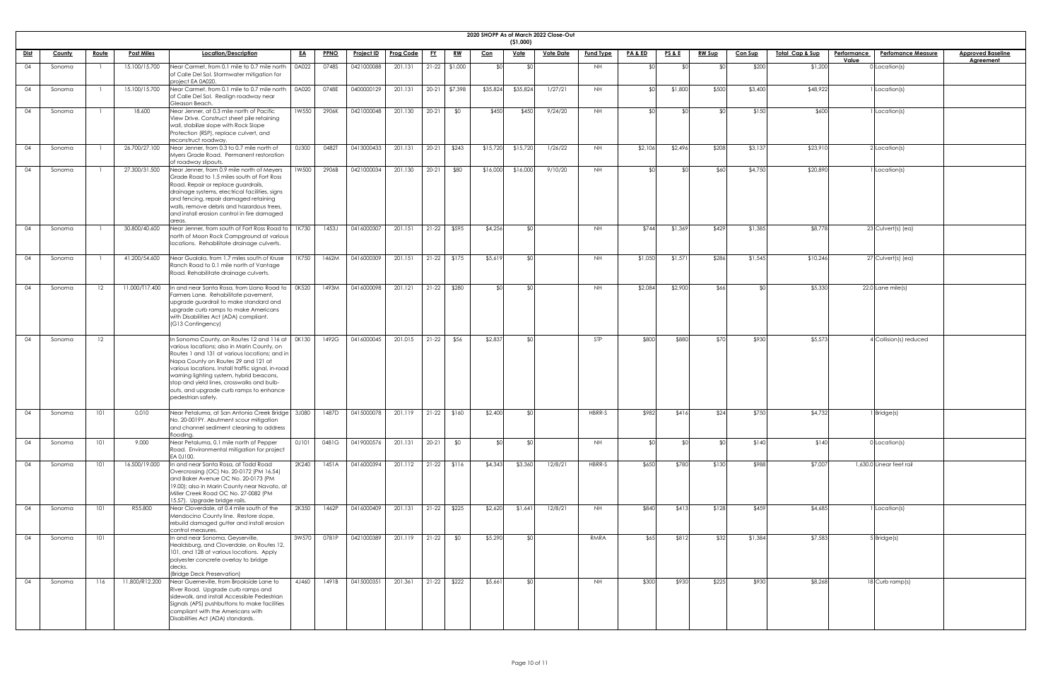# 2020 SHOPP As of March 2022 Close-Out

($1,000)

| Dist | County | Route | Post Miles | Location/Description | EA | PPNO | Project ID | Prog Code | FY | RW | Con | Vote | Vote Date | Fund Type | PA & ED | PS & E | RW Sup | Con Sup | Total Cap & Sup | Performance Value | Perfomance Measure | Approved Baseline Agreement |
|---|---|---|---|---|---|---|---|---|---|---|---|---|---|---|---|---|---|---|---|---|---|---|
| 04 | Sonoma | 1 | 15.100/15.700 | Near Carmet, from 0.1 mile to 0.7 mile north of Calle Del Sol. Stormwater mitigation for project EA 0A020. | 0A022 | 0748S | 0421000088 | 201.131 | 21-22 | $1,000 | $0 | $0 | | NH | $0 | $0 | $0 | $200 | $1,200 | 0 | Location(s) | |
| 04 | Sonoma | 1 | 15.100/15.700 | Near Carmet, from 0.1 mile to 0.7 mile north of Calle Del Sol. Realign roadway near Gleason Beach. | 0A020 | 0748E | 0400000129 | 201.131 | 20-21 | $7,398 | $35,824 | $35,824 | 1/27/21 | NH | $0 | $1,800 | $500 | $3,400 | $48,922 | 1 | Location(s) | |
| 04 | Sonoma | 1 | 18.600 | Near Jenner, at 0.3 mile north of Pacific View Drive. Construct sheet pile retaining wall, stabilize slope with Rock Slope Protection (RSP), replace culvert, and reconstruct roadway. | 1W550 | 2906K | 0421000048 | 201.130 | 20-21 | $0 | $450 | $450 | 9/24/20 | NH | $0 | $0 | $0 | $150 | $600 | 1 | Location(s) | |
| 04 | Sonoma | 1 | 26.700/27.100 | Near Jenner, from 0.3 to 0.7 mile north of Myers Grade Road. Permanent restoration of roadway slipouts. | 0J300 | 0482T | 0413000433 | 201.131 | 20-21 | $243 | $15,720 | $15,720 | 1/26/22 | NH | $2,106 | $2,496 | $208 | $3,137 | $23,910 | 2 | Location(s) | |
| 04 | Sonoma | 1 | 27.300/31.500 | Near Jenner, from 0.9 mile north of Meyers Grade Road to 1.5 miles south of Fort Ross Road. Repair or replace guardrails, drainage systems, electrical facilities, signs and fencing, repair damaged retaining walls, remove debris and hazardous trees, and install erosion control in fire damaged areas. | 1W500 | 2906B | 0421000034 | 201.130 | 20-21 | $80 | $16,000 | $16,000 | 9/10/20 | NH | $0 | $0 | $60 | $4,750 | $20,890 | 1 | Location(s) | |
| 04 | Sonoma | 1 | 30.800/40.600 | Near Jenner, from south of Fort Ross Road to north of Moon Rock Campground at various locations. Rehabilitate drainage culverts. | 1K730 | 1453J | 0416000307 | 201.151 | 21-22 | $595 | $4,256 | $0 | | NH | $744 | $1,369 | $429 | $1,385 | $8,778 | 23 | Culvert(s) (ea) | |
| 04 | Sonoma | 1 | 41.200/54.600 | Near Gualala, from 1.7 miles south of Kruse Ranch Road to 0.1 mile north of Vantage Road. Rehabilitate drainage culverts. | 1K750 | 1462M | 0416000309 | 201.151 | 21-22 | $175 | $5,619 | $0 | | NH | $1,050 | $1,571 | $286 | $1,545 | $10,246 | 27 | Culvert(s) (ea) | |
| 04 | Sonoma | 12 | 11.000/T17.400 | In and near Santa Rosa, from Llano Road to Farmers Lane. Rehabilitate pavement, upgrade guardrail to make standard and upgrade curb ramps to make Americans with Disabilities Act (ADA) compliant. (G13 Contingency) | 0K520 | 1493M | 0416000098 | 201.121 | 21-22 | $280 | $0 | $0 | | NH | $2,084 | $2,900 | $66 | $0 | $5,330 | 22.0 | Lane mile(s) | |
| 04 | Sonoma | 12 | | In Sonoma County, on Routes 12 and 116 at various locations; also in Marin County, on Routes 1 and 131 at various locations; and in Napa County on Routes 29 and 121 at various locations. Install traffic signal, in-road warning lighting system, hybrid beacons, stop and yield lines, crosswalks and bulb-outs, and upgrade curb ramps to enhance pedestrian safety. | 0K130 | 1492G | 0416000045 | 201.015 | 21-22 | $56 | $2,837 | $0 | | STP | $800 | $880 | $70 | $930 | $5,573 | 4 | Collision(s) reduced | |
| 04 | Sonoma | 101 | 0.010 | Near Petaluma, at San Antonio Creek Bridge No. 20-0019Y. Abutment scour mitigation and channel sediment cleaning to address flooding. | 3J080 | 1487D | 0415000078 | 201.119 | 21-22 | $160 | $2,400 | $0 | | HBRR-S | $982 | $416 | $24 | $750 | $4,732 | 1 | Bridge(s) | |
| 04 | Sonoma | 101 | 9.000 | Near Petaluma, 0.1 mile north of Pepper Road. Environmental mitigation for project EA 0J100. | 0J101 | 0481G | 0419000576 | 201.131 | 20-21 | $0 | $0 | $0 | | NH | $0 | $0 | $0 | $140 | $140 | 0 | Location(s) | |
| 04 | Sonoma | 101 | 16.500/19.000 | In and near Santa Rosa, at Todd Road Overcrossing (OC) No. 20-0172 (PM 16.54) and Baker Avenue OC No. 20-0173 (PM 19.00); also in Marin County near Novato, at Miller Creek Road OC No. 27-0082 (PM 15.57). Upgrade bridge rails. | 2K240 | 1451A | 0416000394 | 201.112 | 21-22 | $116 | $4,343 | $3,360 | 12/8/21 | HBRR-S | $650 | $780 | $130 | $988 | $7,007 | 1,630.0 | Linear feet rail | |
| 04 | Sonoma | 101 | R55.800 | Near Cloverdale, at 0.4 mile south of the Mendocino County line. Restore slope, rebuild damaged gutter and install erosion control measures. | 2K350 | 1462P | 0416000409 | 201.131 | 21-22 | $225 | $2,620 | $1,641 | 12/8/21 | NH | $840 | $413 | $128 | $459 | $4,685 | 1 | Location(s) | |
| 04 | Sonoma | 101 | | In and near Sonoma, Geyserville, Healdsburg, and Cloverdale, on Routes 12, 101, and 128 at various locations. Apply polyester concrete overlay to bridge decks. (Bridge Deck Preservation) | 3W570 | 0781P | 0421000389 | 201.119 | 21-22 | $0 | $5,290 | $0 | | RMRA | $65 | $812 | $32 | $1,384 | $7,583 | 5 | Bridge(s) | |
| 04 | Sonoma | 116 | 11.800/R12.200 | Near Guerneville, from Brookside Lane to River Road. Upgrade curb ramps and sidewalk, and install Accessible Pedestrian Signals (APS) pushbuttons to make facilities compliant with the Americans with Disabilities Act (ADA) standards. | 4J460 | 1491B | 0415000351 | 201.361 | 21-22 | $222 | $5,661 | $0 | | NH | $300 | $930 | $225 | $930 | $8,268 | 18 | Curb ramp(s) | |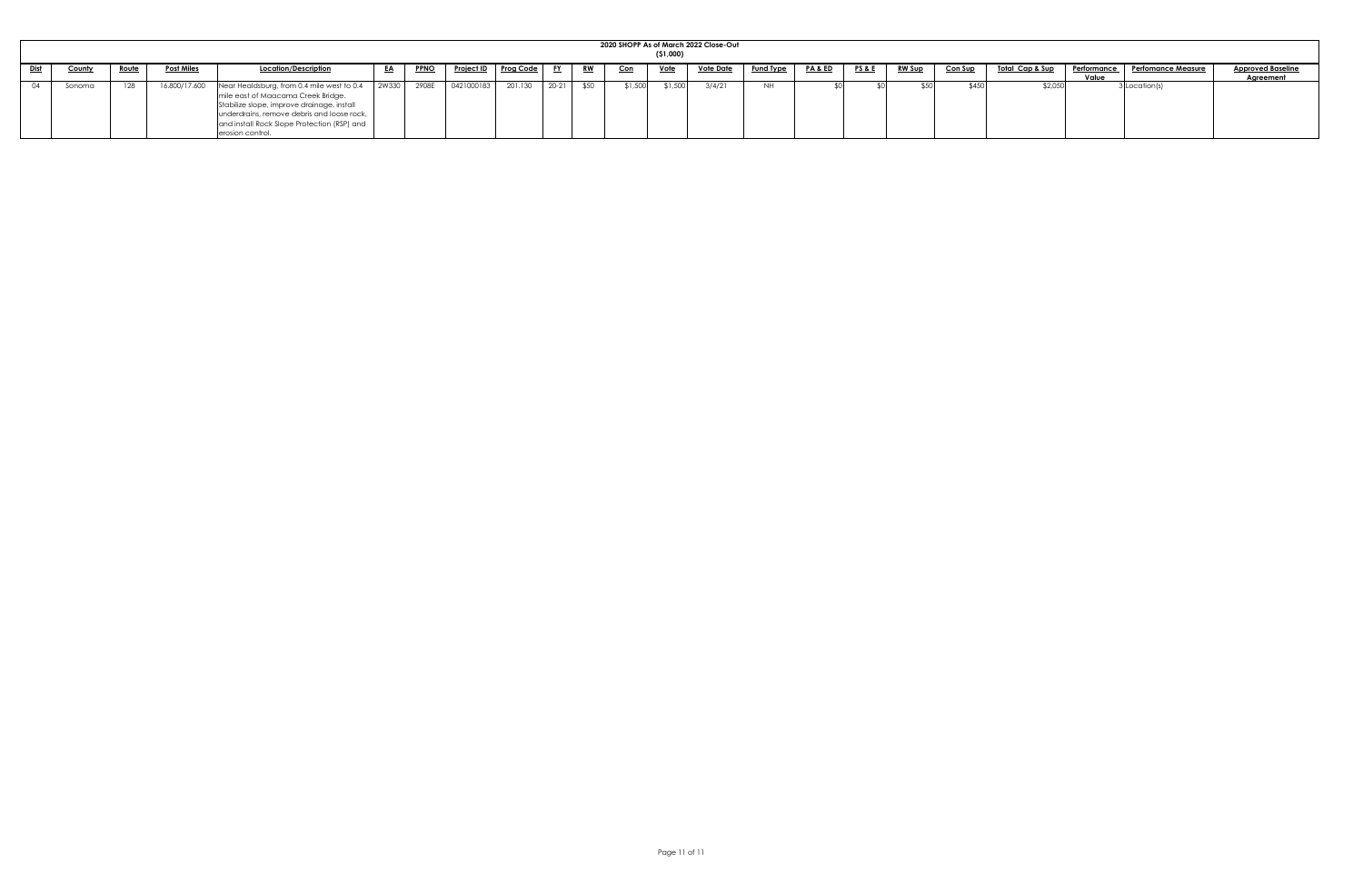**2020 SHOPP As of March 2022 Close-Out**
**($1,000)**

| Dist | County | Route | Post Miles | Location/Description | EA | PPNO | Project ID | Prog Code | FY | RW | Con | Vote | Vote Date | Fund Type | PA & ED | PS & E | RW Sup | Con Sup | Total Cap & Sup | Performance Value | Perfomance Measure | Approved Baseline Agreement |
|---|---|---|---|---|---|---|---|---|---|---|---|---|---|---|---|---|---|---|---|---|---|---|
| 04 | Sonoma | 128 | 16.800/17.600 | Near Healdsburg, from 0.4 mile west to 0.4 mile east of Maacama Creek Bridge. Stabilize slope, improve drainage, install underdrains, remove debris and loose rock, and install Rock Slope Protection (RSP) and erosion control. | 2W330 | 2908E | 0421000183 | 201.130 | 20-21 | $50 | $1,500 | $1,500 | 3/4/21 | NH | $0 | $0 | $50 | $450 | $2,050 | 3 | Location(s) | |